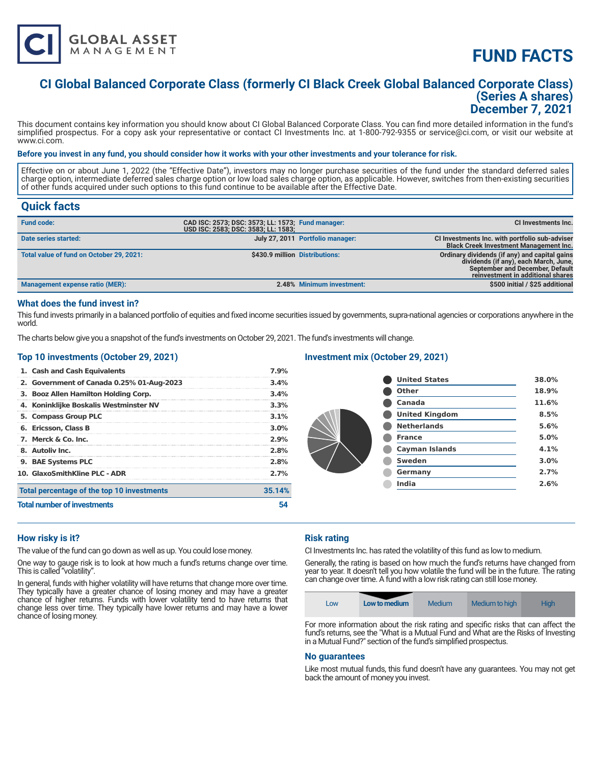CI GLOBAL ASSET MANAGEMENT

# FUND FACTS

## CI Global Balanced Corporate Class (formerly CI Black Creek Global Balanced Corporate Class) (Series A shares) December 7, 2021

This document contains key information you should know about CI Global Balanced Corporate Class. You can find more detailed information in the fund's simplified prospectus. For a copy ask your representative or contact CI Investments Inc. at 1-800-792-9355 or service@ci.com, or visit our website at www.ci.com.

**Before you invest in any fund, you should consider how it works with your other investments and your tolerance for risk.**

Effective on or about June 1, 2022 (the "Effective Date"), investors may no longer purchase securities of the fund under the standard deferred sales charge option, intermediate deferred sales charge option or low load sales charge option, as applicable. However, switches from then-existing securities of other funds acquired under such options to this fund continue to be available after the Effective Date.

## Quick facts

| | | | |
|---|---|---|---|
| **Fund code:** | CAD ISC: 2573; DSC: 3573; LL: 1573; USD ISC: 2583; DSC: 3583; LL: 1583; | **Fund manager:** | CI Investments Inc. |
| **Date series started:** | July 27, 2011 | **Portfolio manager:** | CI Investments Inc. with portfolio sub-adviser Black Creek Investment Management Inc. |
| **Total value of fund on October 29, 2021:** | $430.9 million | **Distributions:** | Ordinary dividends (if any) and capital gains dividends (if any), each March, June, September and December, Default reinvestment in additional shares |
| **Management expense ratio (MER):** | 2.48% | **Minimum investment:** | $500 initial / $25 additional |

## What does the fund invest in?

This fund invests primarily in a balanced portfolio of equities and fixed income securities issued by governments, supra-national agencies or corporations anywhere in the world.

The charts below give you a snapshot of the fund's investments on October 29, 2021. The fund's investments will change.

### Top 10 investments (October 29, 2021)

| | |
|---|---|
| 1. Cash and Cash Equivalents | 7.9% |
| 2. Government of Canada 0.25% 01-Aug-2023 | 3.4% |
| 3. Booz Allen Hamilton Holding Corp. | 3.4% |
| 4. Koninklijke Boskalis Westminster NV | 3.3% |
| 5. Compass Group PLC | 3.1% |
| 6. Ericsson, Class B | 3.0% |
| 7. Merck & Co. Inc. | 2.9% |
| 8. Autoliv Inc. | 2.8% |
| 9. BAE Systems PLC | 2.8% |
| 10. GlaxoSmithKline PLC - ADR | 2.7% |
| **Total percentage of the top 10 investments** | **35.14%** |
| **Total number of investments** | **54** |

### Investment mix (October 29, 2021)

| | |
|---|---|
| United States | 38.0% |
| Other | 18.9% |
| Canada | 11.6% |
| United Kingdom | 8.5% |
| Netherlands | 5.6% |
| France | 5.0% |
| Cayman Islands | 4.1% |
| Sweden | 3.0% |
| Germany | 2.7% |
| India | 2.6% |

## How risky is it?

The value of the fund can go down as well as up. You could lose money.

One way to gauge risk is to look at how much a fund's returns change over time. This is called "volatility".

In general, funds with higher volatility will have returns that change more over time. They typically have a greater chance of losing money and may have a greater chance of higher returns. Funds with lower volatility tend to have returns that change less over time. They typically have lower returns and may have a lower chance of losing money.

### Risk rating

CI Investments Inc. has rated the volatility of this fund as low to medium.

Generally, the rating is based on how much the fund's returns have changed from year to year. It doesn't tell you how volatile the fund will be in the future. The rating can change over time. A fund with a low risk rating can still lose money.

| Low | **Low to medium** | Medium | Medium to high | High |
|---|---|---|---|---|

For more information about the risk rating and specific risks that can affect the fund's returns, see the "What is a Mutual Fund and What are the Risks of Investing in a Mutual Fund?" section of the fund's simplified prospectus.

### No guarantees

Like most mutual funds, this fund doesn't have any guarantees. You may not get back the amount of money you invest.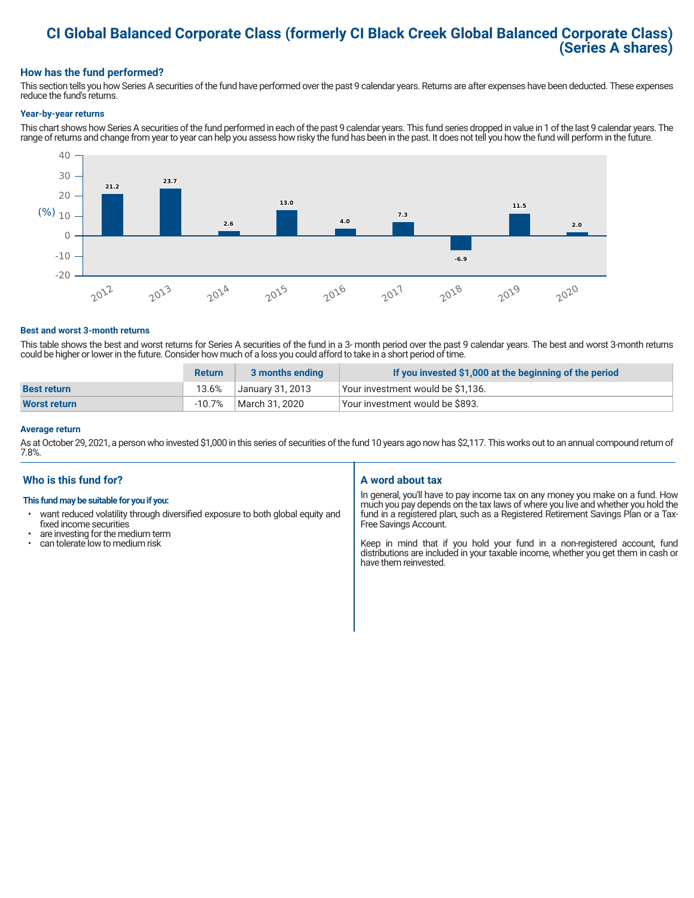# CI Global Balanced Corporate Class (formerly CI Black Creek Global Balanced Corporate Class) (Series A shares)

## How has the fund performed?

This section tells you how Series A securities of the fund have performed over the past 9 calendar years. Returns are after expenses have been deducted. These expenses reduce the fund's returns.

### Year-by-year returns

This chart shows how Series A securities of the fund performed in each of the past 9 calendar years. This fund series dropped in value in 1 of the last 9 calendar years. The range of returns and change from year to year can help you assess how risky the fund has been in the past. It does not tell you how the fund will perform in the future.

| Year | Return (%) |
|---|---|
| 2012 | 21.2 |
| 2013 | 23.7 |
| 2014 | 2.6 |
| 2015 | 13.0 |
| 2016 | 4.0 |
| 2017 | 7.3 |
| 2018 | -6.9 |
| 2019 | 11.5 |
| 2020 | 2.0 |

### Best and worst 3-month returns

This table shows the best and worst returns for Series A securities of the fund in a 3- month period over the past 9 calendar years. The best and worst 3-month returns could be higher or lower in the future. Consider how much of a loss you could afford to take in a short period of time.

| | Return | 3 months ending | If you invested $1,000 at the beginning of the period |
|---|---|---|---|
| **Best return** | 13.6% | January 31, 2013 | Your investment would be $1,136. |
| **Worst return** | -10.7% | March 31, 2020 | Your investment would be $893. |

### Average return

As at October 29, 2021, a person who invested $1,000 in this series of securities of the fund 10 years ago now has $2,117. This works out to an annual compound return of 7.8%.

## Who is this fund for?

**This fund may be suitable for you if you:**

- want reduced volatility through diversified exposure to both global equity and fixed income securities
- are investing for the medium term
- can tolerate low to medium risk

## A word about tax

In general, you'll have to pay income tax on any money you make on a fund. How much you pay depends on the tax laws of where you live and whether you hold the fund in a registered plan, such as a Registered Retirement Savings Plan or a Tax-Free Savings Account.

Keep in mind that if you hold your fund in a non-registered account, fund distributions are included in your taxable income, whether you get them in cash or have them reinvested.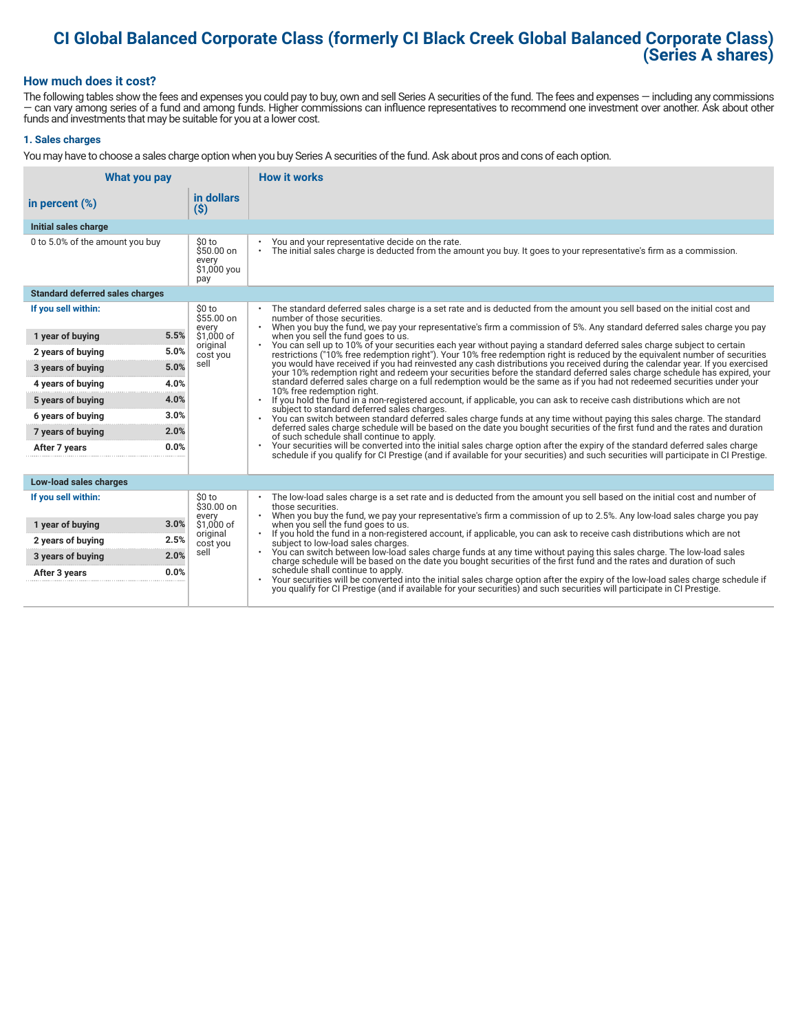# CI Global Balanced Corporate Class (formerly CI Black Creek Global Balanced Corporate Class) (Series A shares)

## How much does it cost?

The following tables show the fees and expenses you could pay to buy, own and sell Series A securities of the fund. The fees and expenses — including any commissions — can vary among series of a fund and among funds. Higher commissions can influence representatives to recommend one investment over another. Ask about other funds and investments that may be suitable for you at a lower cost.

### 1. Sales charges

You may have to choose a sales charge option when you buy Series A securities of the fund. Ask about pros and cons of each option.

| What you pay | | | How it works |
|---|---|---|---|
| in percent (%) | | in dollars ($) | |
| **Initial sales charge** | | | |
| 0 to 5.0% of the amount you buy | | $0 to $50.00 on every $1,000 you pay | • You and your representative decide on the rate.<br>• The initial sales charge is deducted from the amount you buy. It goes to your representative's firm as a commission. |
| **Standard deferred sales charges** | | | |
| If you sell within: | | $0 to $55.00 on every $1,000 of original cost you sell | • The standard deferred sales charge is a set rate and is deducted from the amount you sell based on the initial cost and number of those securities.<br>• When you buy the fund, we pay your representative's firm a commission of 5%. Any standard deferred sales charge you pay when you sell the fund goes to us.<br>• You can sell up to 10% of your securities each year without paying a standard deferred sales charge subject to certain restrictions ("10% free redemption right"). Your 10% free redemption right is reduced by the equivalent number of securities you would have received if you had reinvested any cash distributions you received during the calendar year. If you exercised your 10% redemption right and redeem your securities before the standard deferred sales charge schedule has expired, your standard deferred sales charge on a full redemption would be the same as if you had not redeemed securities under your 10% free redemption right.<br>• If you hold the fund in a non-registered account, if applicable, you can ask to receive cash distributions which are not subject to standard deferred sales charges.<br>• You can switch between standard deferred sales charge funds at any time without paying this sales charge. The standard deferred sales charge schedule will be based on the date you bought securities of the first fund and the rates and duration of such schedule shall continue to apply.<br>• Your securities will be converted into the initial sales charge option after the expiry of the standard deferred sales charge schedule if you qualify for CI Prestige (and if available for your securities) and such securities will participate in CI Prestige. |
| 1 year of buying | 5.5% | | |
| 2 years of buying | 5.0% | | |
| 3 years of buying | 5.0% | | |
| 4 years of buying | 4.0% | | |
| 5 years of buying | 4.0% | | |
| 6 years of buying | 3.0% | | |
| 7 years of buying | 2.0% | | |
| After 7 years | 0.0% | | |
| **Low-load sales charges** | | | |
| If you sell within: | | $0 to $30.00 on every $1,000 of original cost you sell | • The low-load sales charge is a set rate and is deducted from the amount you sell based on the initial cost and number of those securities.<br>• When you buy the fund, we pay your representative's firm a commission of up to 2.5%. Any low-load sales charge you pay when you sell the fund goes to us.<br>• If you hold the fund in a non-registered account, if applicable, you can ask to receive cash distributions which are not subject to low-load sales charges.<br>• You can switch between low-load sales charge funds at any time without paying this sales charge. The low-load sales charge schedule will be based on the date you bought securities of the first fund and the rates and duration of such schedule shall continue to apply.<br>• Your securities will be converted into the initial sales charge option after the expiry of the low-load sales charge schedule if you qualify for CI Prestige (and if available for your securities) and such securities will participate in CI Prestige. |
| 1 year of buying | 3.0% | | |
| 2 years of buying | 2.5% | | |
| 3 years of buying | 2.0% | | |
| After 3 years | 0.0% | | |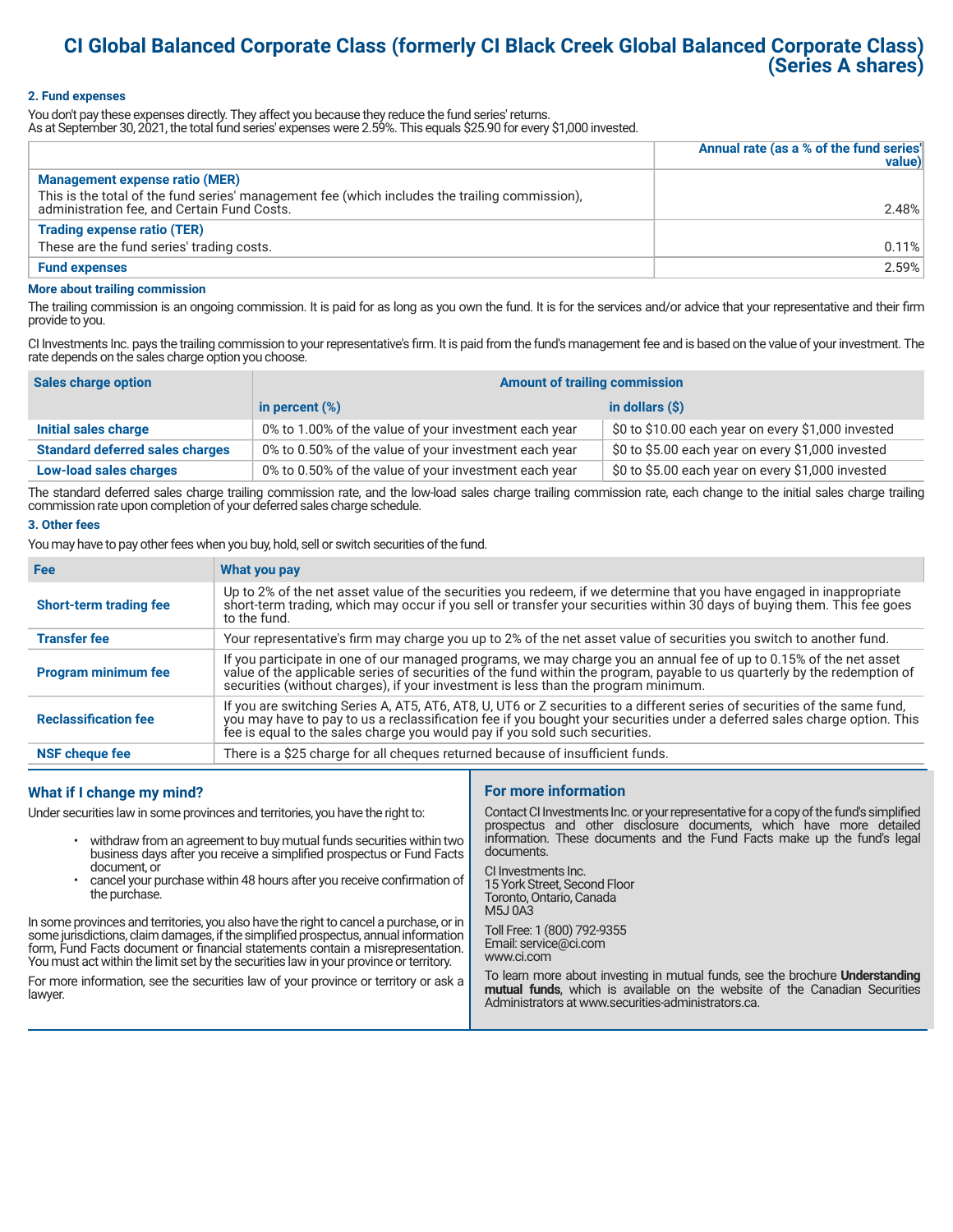# CI Global Balanced Corporate Class (formerly CI Black Creek Global Balanced Corporate Class) (Series A shares)

### 2. Fund expenses

You don't pay these expenses directly. They affect you because they reduce the fund series' returns.
As at September 30, 2021, the total fund series' expenses were 2.59%. This equals $25.90 for every $1,000 invested.

| | Annual rate (as a % of the fund series' value) |
|---|---|
| **Management expense ratio (MER)**<br>This is the total of the fund series' management fee (which includes the trailing commission), administration fee, and Certain Fund Costs. | 2.48% |
| **Trading expense ratio (TER)**<br>These are the fund series' trading costs. | 0.11% |
| **Fund expenses** | 2.59% |

#### More about trailing commission

The trailing commission is an ongoing commission. It is paid for as long as you own the fund. It is for the services and/or advice that your representative and their firm provide to you.

CI Investments Inc. pays the trailing commission to your representative's firm. It is paid from the fund's management fee and is based on the value of your investment. The rate depends on the sales charge option you choose.

| Sales charge option | Amount of trailing commission | |
|---|---|---|
| | in percent (%) | in dollars ($) |
| **Initial sales charge** | 0% to 1.00% of the value of your investment each year | $0 to $10.00 each year on every $1,000 invested |
| **Standard deferred sales charges** | 0% to 0.50% of the value of your investment each year | $0 to $5.00 each year on every $1,000 invested |
| **Low-load sales charges** | 0% to 0.50% of the value of your investment each year | $0 to $5.00 each year on every $1,000 invested |

The standard deferred sales charge trailing commission rate, and the low-load sales charge trailing commission rate, each change to the initial sales charge trailing commission rate upon completion of your deferred sales charge schedule.

### 3. Other fees

You may have to pay other fees when you buy, hold, sell or switch securities of the fund.

| Fee | What you pay |
|---|---|
| **Short-term trading fee** | Up to 2% of the net asset value of the securities you redeem, if we determine that you have engaged in inappropriate short-term trading, which may occur if you sell or transfer your securities within 30 days of buying them. This fee goes to the fund. |
| **Transfer fee** | Your representative's firm may charge you up to 2% of the net asset value of securities you switch to another fund. |
| **Program minimum fee** | If you participate in one of our managed programs, we may charge you an annual fee of up to 0.15% of the net asset value of the applicable series of securities of the fund within the program, payable to us quarterly by the redemption of securities (without charges), if your investment is less than the program minimum. |
| **Reclassification fee** | If you are switching Series A, AT5, AT6, AT8, U, UT6 or Z securities to a different series of securities of the same fund, you may have to pay to us a reclassification fee if you bought your securities under a deferred sales charge option. This fee is equal to the sales charge you would pay if you sold such securities. |
| **NSF cheque fee** | There is a $25 charge for all cheques returned because of insufficient funds. |

## What if I change my mind?

Under securities law in some provinces and territories, you have the right to:

- withdraw from an agreement to buy mutual funds securities within two business days after you receive a simplified prospectus or Fund Facts document, or
- cancel your purchase within 48 hours after you receive confirmation of the purchase.

In some provinces and territories, you also have the right to cancel a purchase, or in some jurisdictions, claim damages, if the simplified prospectus, annual information form, Fund Facts document or financial statements contain a misrepresentation. You must act within the limit set by the securities law in your province or territory.

For more information, see the securities law of your province or territory or ask a lawyer.

## For more information

Contact CI Investments Inc. or your representative for a copy of the fund's simplified prospectus and other disclosure documents, which have more detailed information. These documents and the Fund Facts make up the fund's legal documents.

CI Investments Inc.
15 York Street, Second Floor
Toronto, Ontario, Canada
M5J 0A3

Toll Free: 1 (800) 792-9355
Email: service@ci.com
www.ci.com

To learn more about investing in mutual funds, see the brochure **Understanding mutual funds**, which is available on the website of the Canadian Securities Administrators at www.securities-administrators.ca.